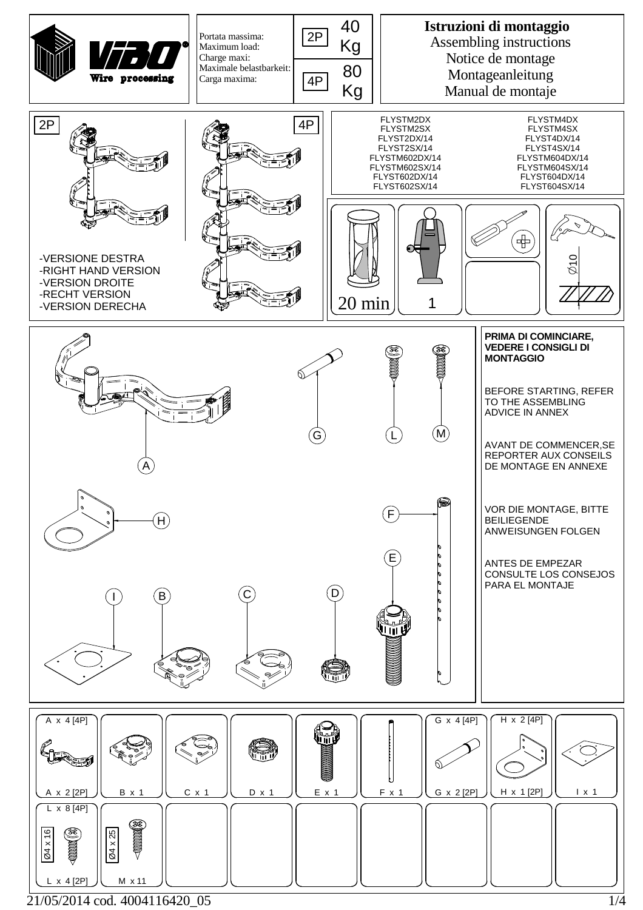VIBO® Wire processing

Portata massima:
Maximum load:
Charge maxi:
Maximale belastbarkeit:
Carga maxima:

| 2P | 40 Kg |
|---|---|
| 4P | 80 Kg |

# Istruzioni di montaggio

Assembling instructions
Notice de montage
Montageanleitung
Manual de montaje

2P | 4P

-VERSIONE DESTRA
-RIGHT HAND VERSION
-VERSION DROITE
-RECHT VERSION
-VERSION DERECHA

| | |
|---|---|
| FLYSTM2DX | FLYSTM4DX |
| FLYSTM2SX | FLYSTM4SX |
| FLYST2DX/14 | FLYST4DX/14 |
| FLYST2SX/14 | FLYST4SX/14 |
| FLYSTM602DX/14 | FLYSTM604DX/14 |
| FLYSTM602SX/14 | FLYSTM604SX/14 |
| FLYST602DX/14 | FLYST604DX/14 |
| FLYST602SX/14 | FLYST604SX/14 |

20 min | 1 | Ø10

A B C D E F G H I L M

**PRIMA DI COMINCIARE, VEDERE I CONSIGLI DI MONTAGGIO**

BEFORE STARTING, REFER TO THE ASSEMBLING ADVICE IN ANNEX

AVANT DE COMMENCER,SE REPORTER AUX CONSEILS DE MONTAGE EN ANNEXE

VOR DIE MONTAGE, BITTE BEILIEGENDE ANWEISUNGEN FOLGEN

ANTES DE EMPEZAR CONSULTE LOS CONSEJOS PARA EL MONTAJE

| A x 4 [4P] / A x 2 [2P] | B x 1 | C x 1 | D x 1 | E x 1 | F x 1 | G x 4 [4P] / G x 2 [2P] | H x 2 [4P] / H x 1 [2P] | I x 1 |
|---|---|---|---|---|---|---|---|---|
| L x 8 [4P] / L x 4 [2P] (Ø4 x 16) | M x 11 (Ø4 x 25) | | | | | | | |

21/05/2014 cod. 4004116420_05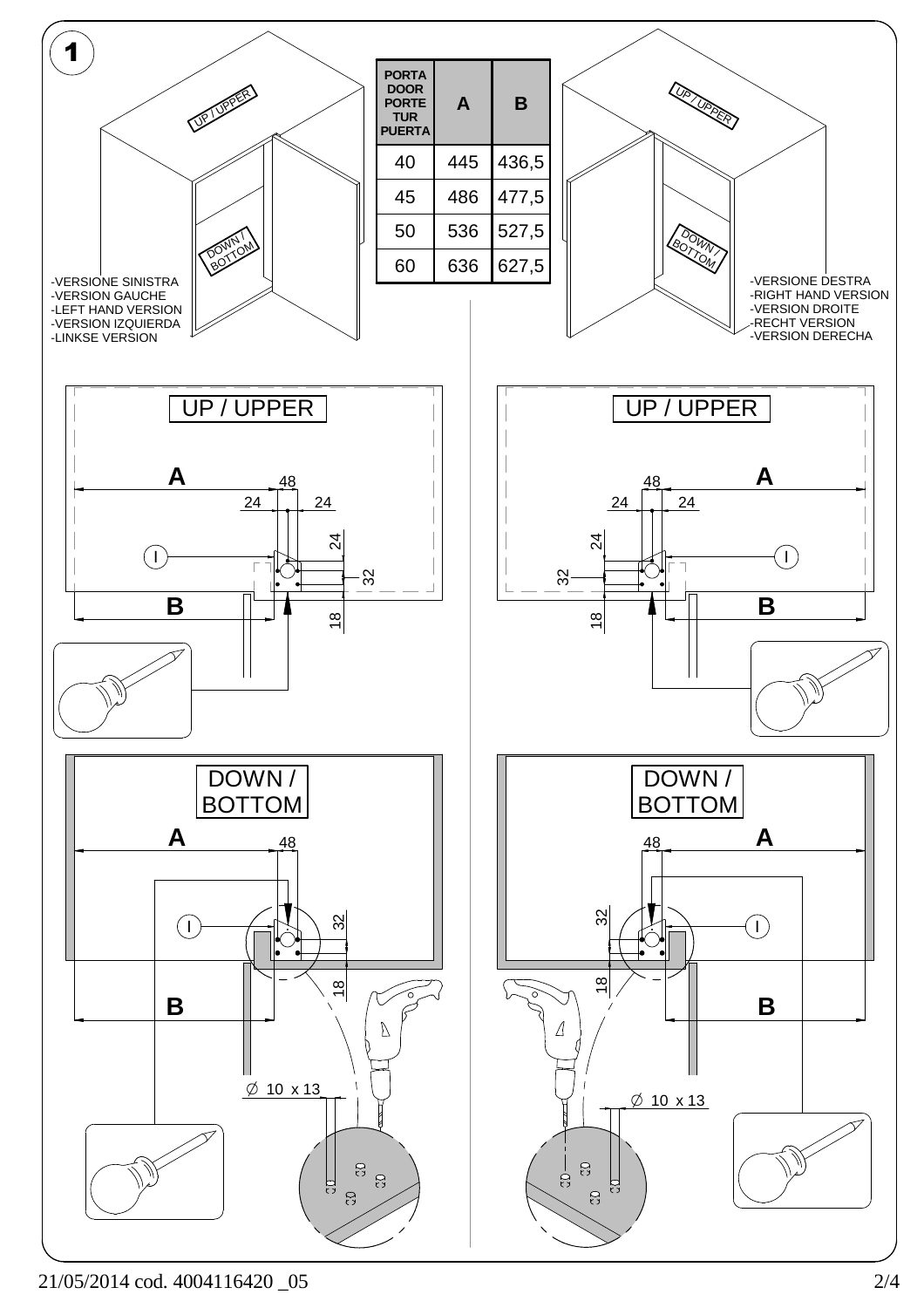## 1

| PORTA DOOR PORTE TUR PUERTA | A | B |
|---|---|---|
| 40 | 445 | 436,5 |
| 45 | 486 | 477,5 |
| 50 | 536 | 527,5 |
| 60 | 636 | 627,5 |

UP / UPPER

DOWN / BOTTOM

- -VERSIONE SINISTRA
- -VERSION GAUCHE
- -LEFT HAND VERSION
- -VERSION IZQUIERDA
- -LINKSE VERSION

- -VERSIONE DESTRA
- -RIGHT HAND VERSION
- -VERSION DROITE
- -RECHT VERSION
- -VERSION DERECHA

UP / UPPER

A — 48 — 24 — 24 — 24 — 32 — 18 — B — I

DOWN / BOTTOM

A — 48 — 32 — 18 — B — I

Ø 10 x 13

21/05/2014 cod. 4004116420 _05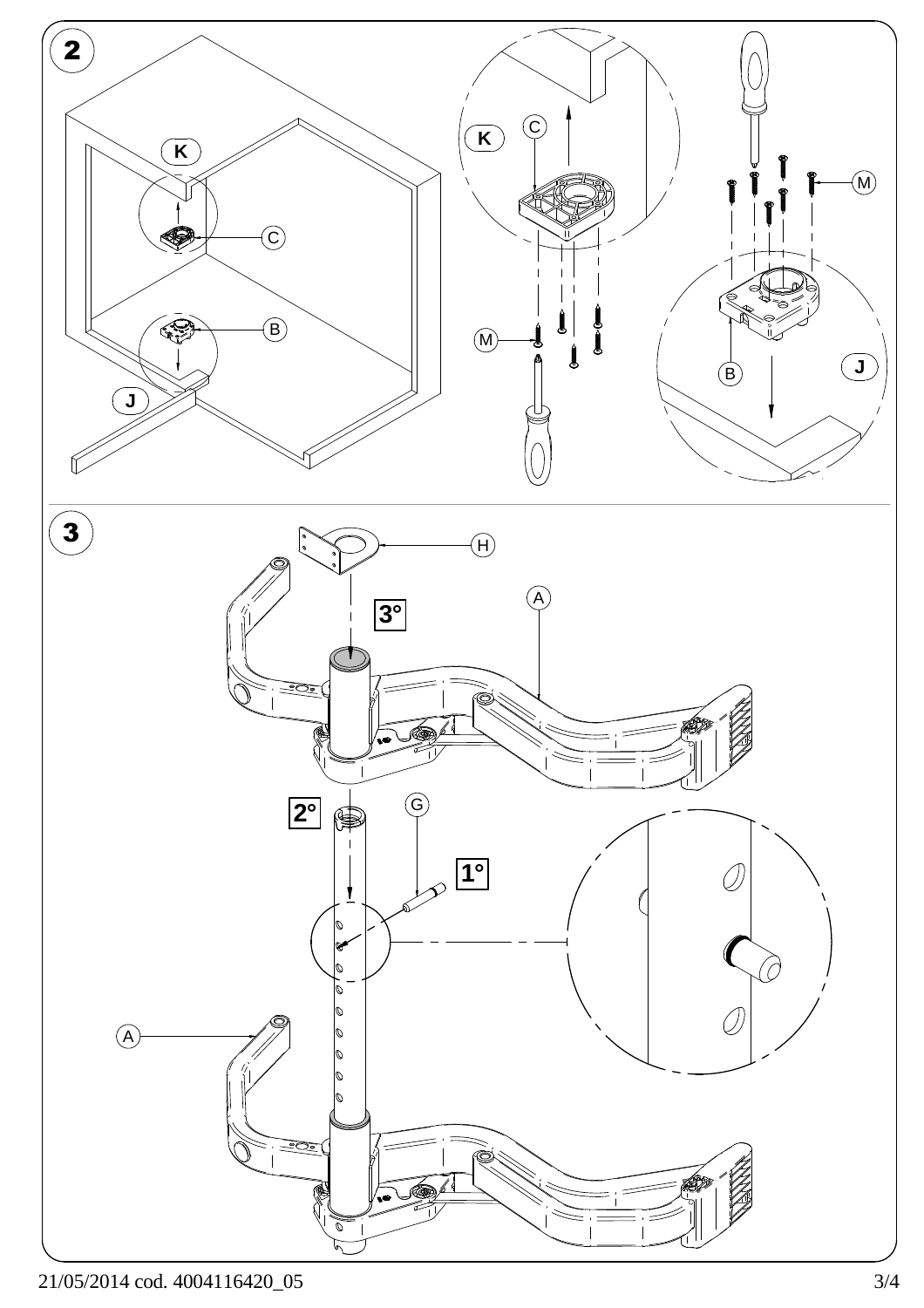2

K

C

B

J

K

C

M

M

B

J

3

H

A

3°

2°

G

1°

A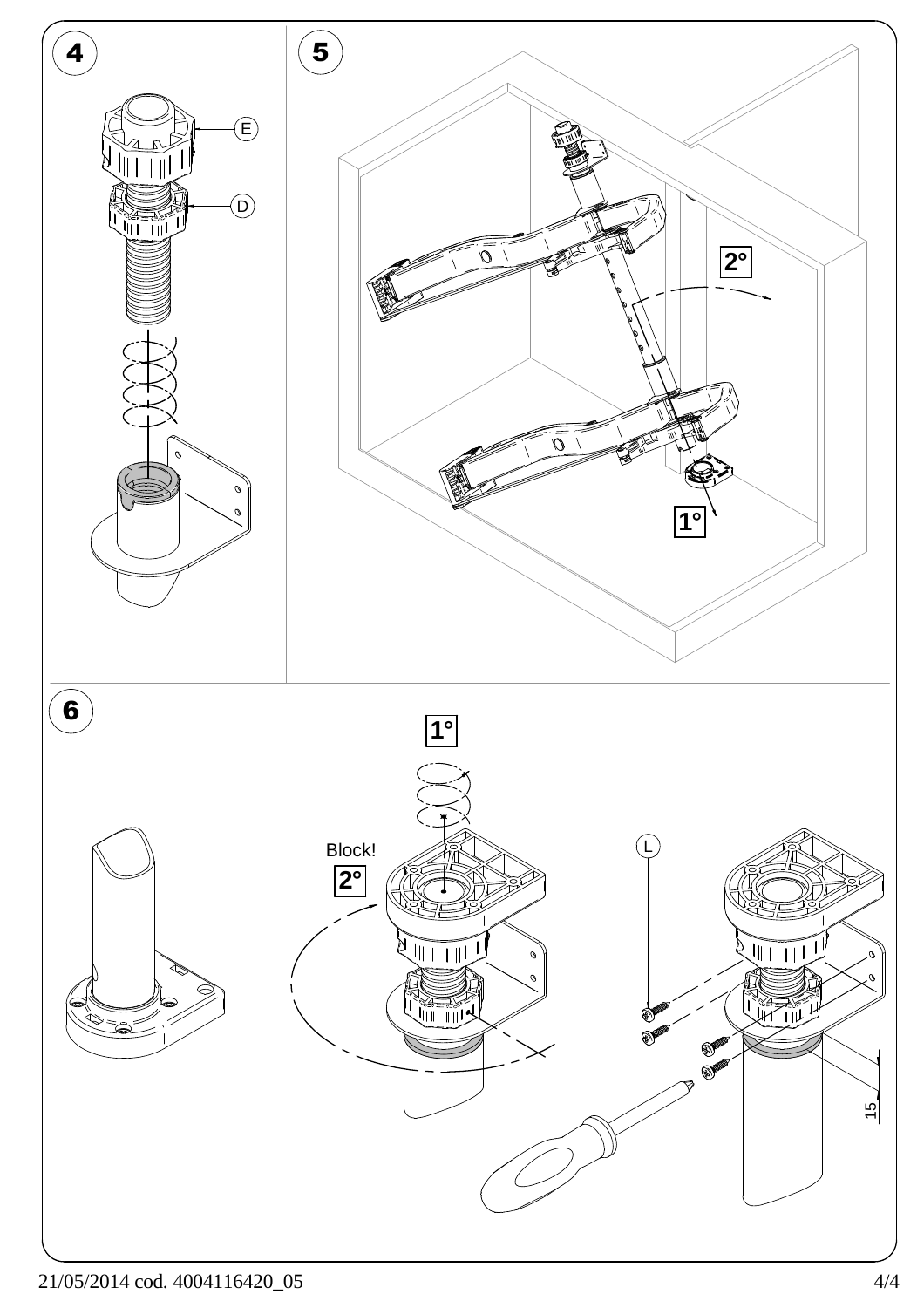4

E

D

5

2°

1°

6

1°

Block!

2°

L

15